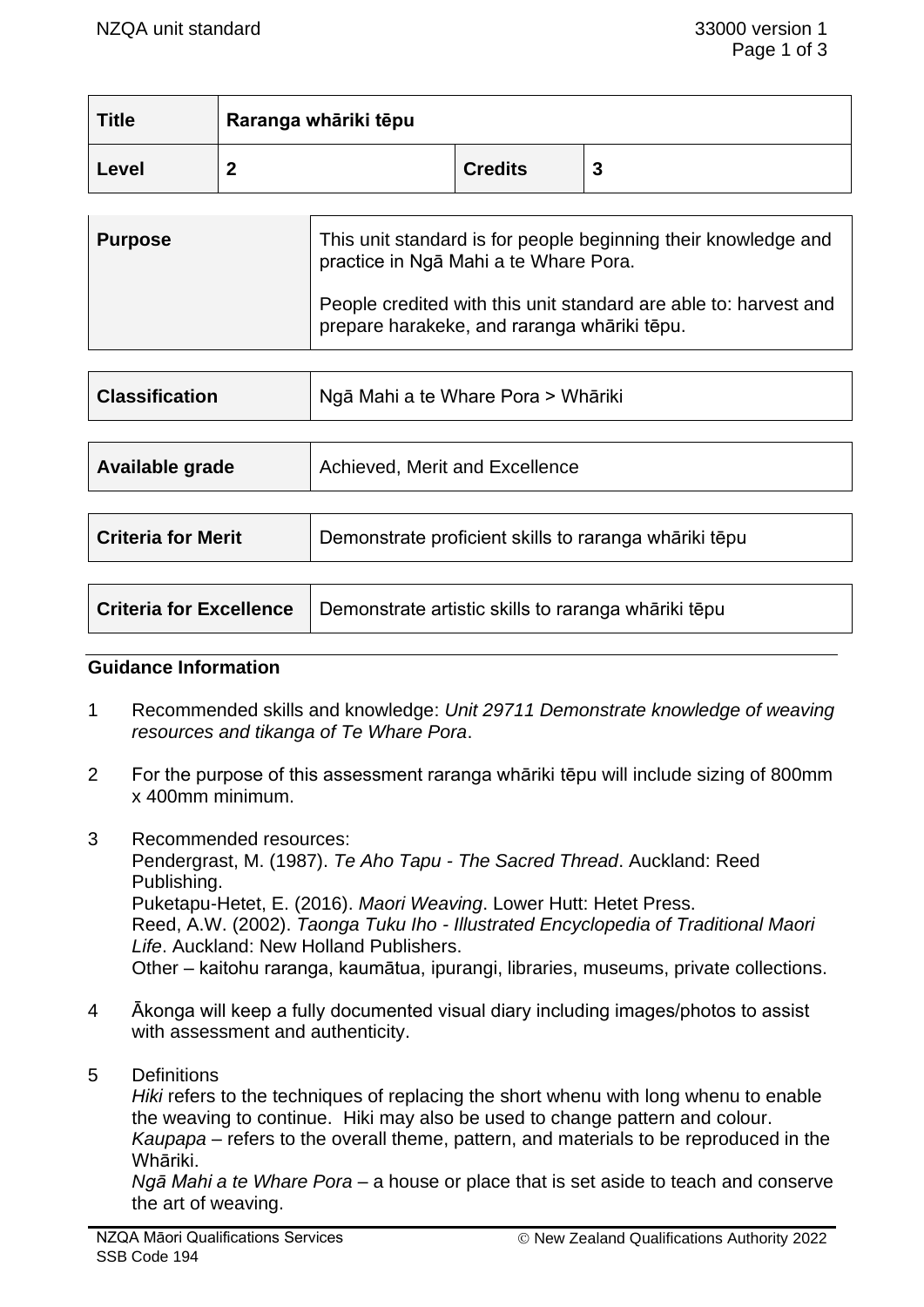| Title | Raranga whāriki tēpu | | |
|---|---|---|---|
| Level | 2 | Credits | 3 |

| Purpose | This unit standard is for people beginning their knowledge and practice in Ngā Mahi a te Whare Pora.<br><br>People credited with this unit standard are able to: harvest and prepare harakeke, and raranga whāriki tēpu. |
|---|---|

| Classification | Ngā Mahi a te Whare Pora > Whāriki |
|---|---|

| Available grade | Achieved, Merit and Excellence |
|---|---|

| Criteria for Merit | Demonstrate proficient skills to raranga whāriki tēpu |
|---|---|

| Criteria for Excellence | Demonstrate artistic skills to raranga whāriki tēpu |
|---|---|

## Guidance Information

1 Recommended skills and knowledge: *Unit 29711 Demonstrate knowledge of weaving resources and tikanga of Te Whare Pora*.

2 For the purpose of this assessment raranga whāriki tēpu will include sizing of 800mm x 400mm minimum.

3 Recommended resources:
Pendergrast, M. (1987). *Te Aho Tapu - The Sacred Thread*. Auckland: Reed Publishing.
Puketapu-Hetet, E. (2016). *Maori Weaving*. Lower Hutt: Hetet Press.
Reed, A.W. (2002). *Taonga Tuku Iho - Illustrated Encyclopedia of Traditional Maori Life*. Auckland: New Holland Publishers.
Other – kaitohu raranga, kaumātua, ipurangi, libraries, museums, private collections.

4 Ākonga will keep a fully documented visual diary including images/photos to assist with assessment and authenticity.

5 Definitions
*Hiki* refers to the techniques of replacing the short whenu with long whenu to enable the weaving to continue. Hiki may also be used to change pattern and colour.
*Kaupapa* – refers to the overall theme, pattern, and materials to be reproduced in the Whāriki.
*Ngā Mahi a te Whare Pora* – a house or place that is set aside to teach and conserve the art of weaving.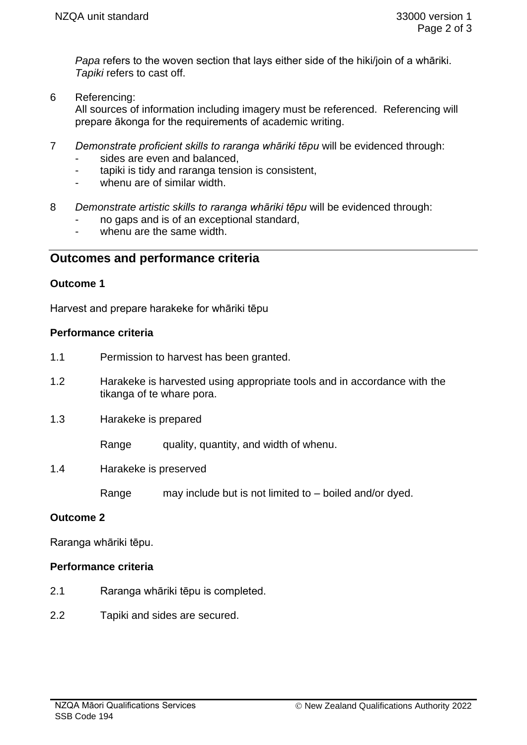*Papa* refers to the woven section that lays either side of the hiki/join of a whāriki.
*Tapiki* refers to cast off.

6 Referencing:
All sources of information including imagery must be referenced. Referencing will prepare ākonga for the requirements of academic writing.

7 *Demonstrate proficient skills to raranga whāriki tēpu* will be evidenced through:
- sides are even and balanced,
- tapiki is tidy and raranga tension is consistent,
- whenu are of similar width.

8 *Demonstrate artistic skills to raranga whāriki tēpu* will be evidenced through:
- no gaps and is of an exceptional standard,
- whenu are the same width.

## Outcomes and performance criteria

### Outcome 1

Harvest and prepare harakeke for whāriki tēpu

#### Performance criteria

1.1 Permission to harvest has been granted.

1.2 Harakeke is harvested using appropriate tools and in accordance with the tikanga of te whare pora.

1.3 Harakeke is prepared

Range quality, quantity, and width of whenu.

1.4 Harakeke is preserved

Range may include but is not limited to – boiled and/or dyed.

### Outcome 2

Raranga whāriki tēpu.

#### Performance criteria

2.1 Raranga whāriki tēpu is completed.

2.2 Tapiki and sides are secured.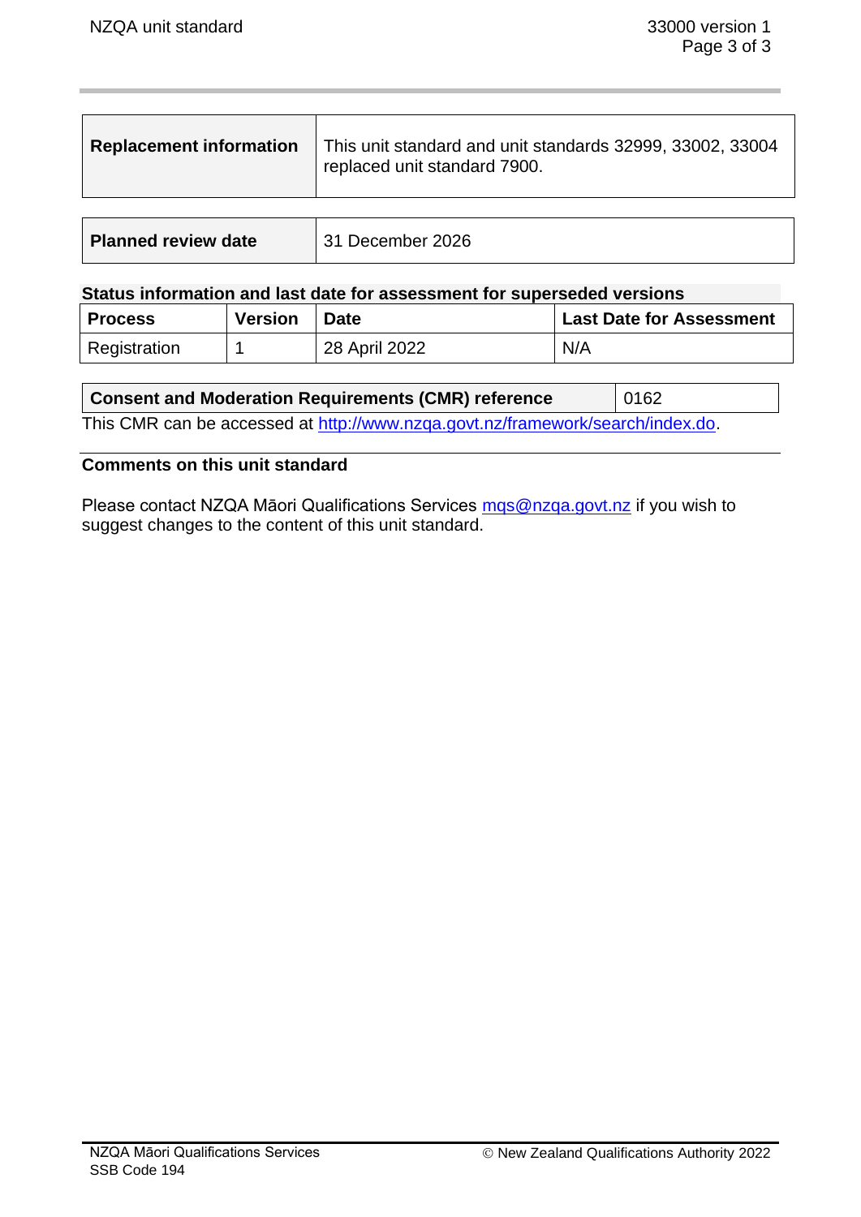| | |
|---|---|
| **Replacement information** | This unit standard and unit standards 32999, 33002, 33004 replaced unit standard 7900. |

| | |
|---|---|
| **Planned review date** | 31 December 2026 |

**Status information and last date for assessment for superseded versions**

| Process | Version | Date | Last Date for Assessment |
|---|---|---|---|
| Registration | 1 | 28 April 2022 | N/A |

| | |
|---|---|
| **Consent and Moderation Requirements (CMR) reference** | 0162 |

This CMR can be accessed at http://www.nzqa.govt.nz/framework/search/index.do.

**Comments on this unit standard**

Please contact NZQA Māori Qualifications Services mqs@nzqa.govt.nz if you wish to suggest changes to the content of this unit standard.